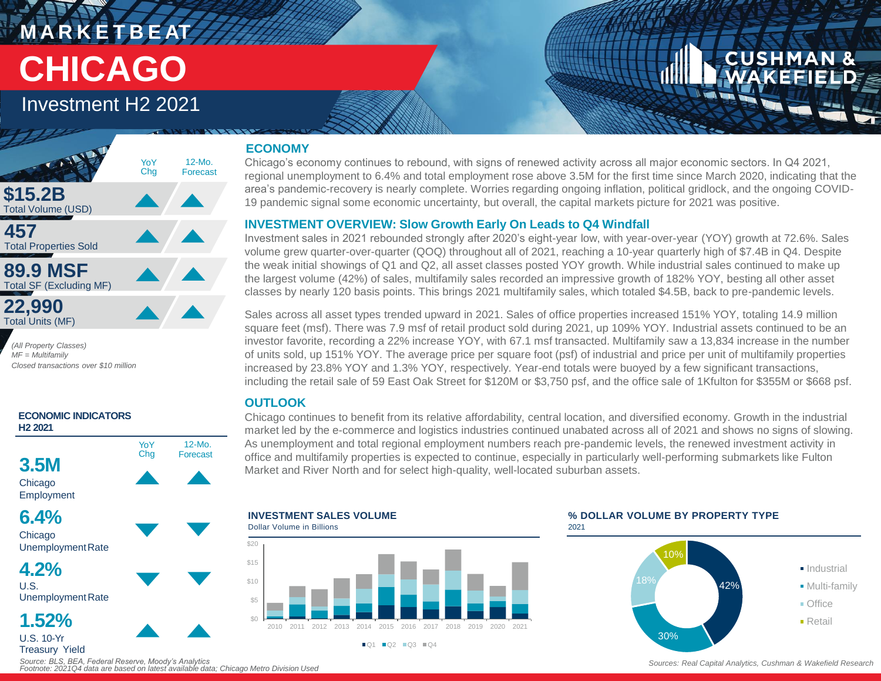# MARKETBEAT

# CHICAGO

## Investment H2 2021

| | YoY Chg | 12-Mo. Forecast |
|---|---|---|
| **$15.2B** Total Volume (USD) | ▲ | ▲ |
| **457** Total Properties Sold | ▲ | ▲ |
| **89.9 MSF** Total SF (Excluding MF) | ▲ | ▲ |
| **22,990** Total Units (MF) | ▲ | ▲ |

*(All Property Classes)*
*MF = Multifamily*
*Closed transactions over $10 million*

### ECONOMIC INDICATORS H2 2021

| | YoY Chg | 12-Mo. Forecast |
|---|---|---|
| **3.5M** Chicago Employment | ▲ | ▲ |
| **6.4%** Chicago Unemployment Rate | ▼ | ▼ |
| **4.2%** U.S. Unemployment Rate | ▼ | ▼ |
| **1.52%** U.S. 10-Yr Treasury Yield | ▲ | ▲ |

*Source: BLS, BEA, Federal Reserve, Moody's Analytics*
*Footnote: 2021Q4 data are based on latest available data; Chicago Metro Division Used*

## ECONOMY

Chicago's economy continues to rebound, with signs of renewed activity across all major economic sectors. In Q4 2021, regional unemployment to 6.4% and total employment rose above 3.5M for the first time since March 2020, indicating that the area's pandemic-recovery is nearly complete. Worries regarding ongoing inflation, political gridlock, and the ongoing COVID-19 pandemic signal some economic uncertainty, but overall, the capital markets picture for 2021 was positive.

## INVESTMENT OVERVIEW: Slow Growth Early On Leads to Q4 Windfall

Investment sales in 2021 rebounded strongly after 2020's eight-year low, with year-over-year (YOY) growth at 72.6%. Sales volume grew quarter-over-quarter (QOQ) throughout all of 2021, reaching a 10-year quarterly high of $7.4B in Q4. Despite the weak initial showings of Q1 and Q2, all asset classes posted YOY growth. While industrial sales continued to make up the largest volume (42%) of sales, multifamily sales recorded an impressive growth of 182% YOY, besting all other asset classes by nearly 120 basis points. This brings 2021 multifamily sales, which totaled $4.5B, back to pre-pandemic levels.

Sales across all asset types trended upward in 2021. Sales of office properties increased 151% YOY, totaling 14.9 million square feet (msf). There was 7.9 msf of retail product sold during 2021, up 109% YOY. Industrial assets continued to be an investor favorite, recording a 22% increase YOY, with 67.1 msf transacted. Multifamily saw a 13,834 increase in the number of units sold, up 151% YOY. The average price per square foot (psf) of industrial and price per unit of multifamily properties increased by 23.8% YOY and 1.3% YOY, respectively. Year-end totals were buoyed by a few significant transactions, including the retail sale of 59 East Oak Street for $120M or $3,750 psf, and the office sale of 1Kfulton for $355M or $668 psf.

## OUTLOOK

Chicago continues to benefit from its relative affordability, central location, and diversified economy. Growth in the industrial market led by the e-commerce and logistics industries continued unabated across all of 2021 and shows no signs of slowing. As unemployment and total regional employment numbers reach pre-pandemic levels, the renewed investment activity in office and multifamily properties is expected to continue, especially in particularly well-performing submarkets like Fulton Market and River North and for select high-quality, well-located suburban assets.

### INVESTMENT SALES VOLUME

Dollar Volume in Billions

(Stacked bar chart, 2010–2021, by quarter: Q1, Q2, Q3, Q4; scale $0–$20)

### % DOLLAR VOLUME BY PROPERTY TYPE

2021

| Property Type | % |
|---|---|
| Industrial | 42% |
| Multi-family | 30% |
| Office | 18% |
| Retail | 10% |

*Sources: Real Capital Analytics, Cushman & Wakefield Research*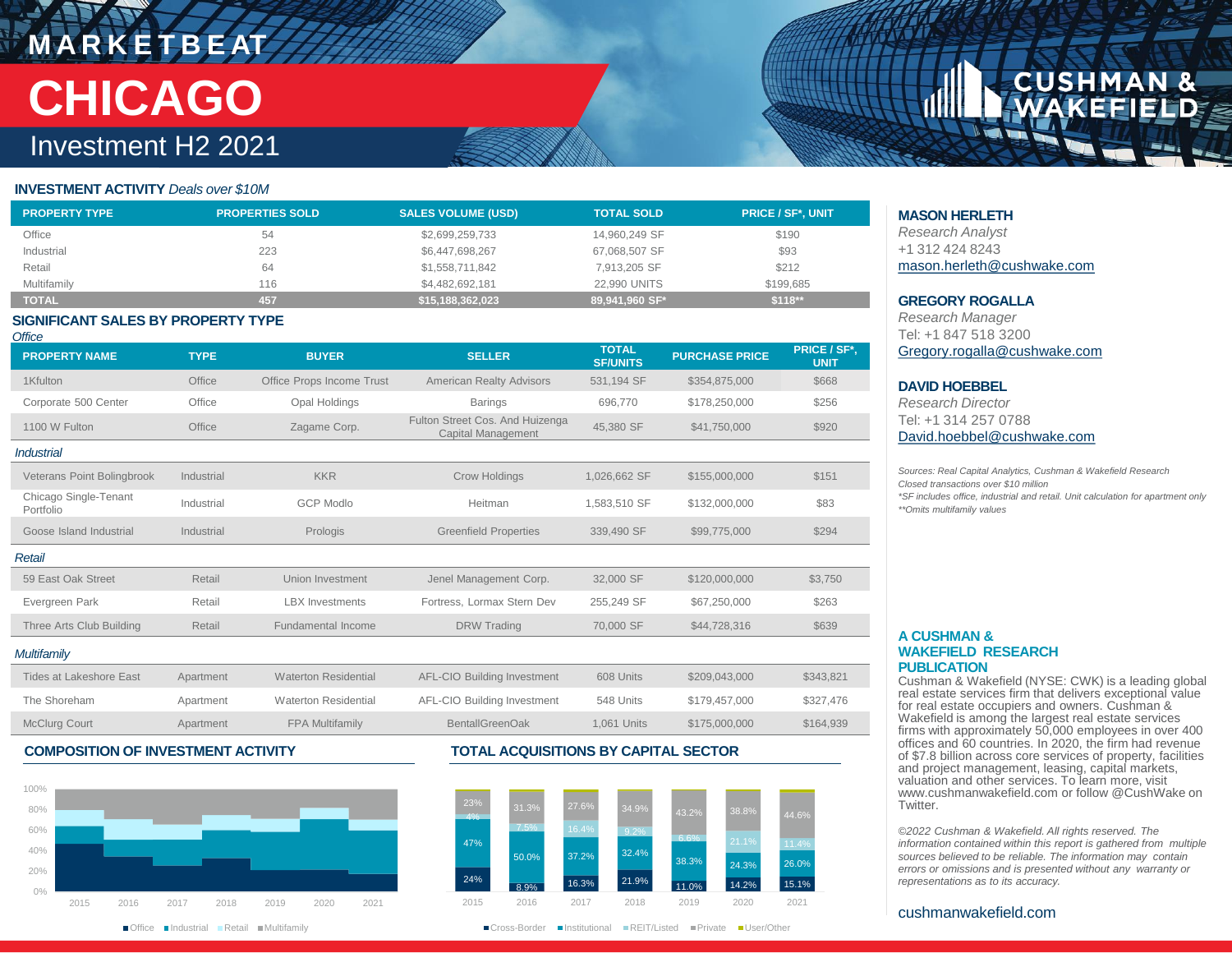# MARKETBEAT

# CHICAGO

## Investment H2 2021

### INVESTMENT ACTIVITY *Deals over $10M*

| PROPERTY TYPE | PROPERTIES SOLD | SALES VOLUME (USD) | TOTAL SOLD | PRICE / SF*, UNIT |
|---|---|---|---|---|
| Office | 54 | $2,699,259,733 | 14,960,249 SF | $190 |
| Industrial | 223 | $6,447,698,267 | 67,068,507 SF | $93 |
| Retail | 64 | $1,558,711,842 | 7,913,205 SF | $212 |
| Multifamily | 116 | $4,482,692,181 | 22,990 UNITS | $199,685 |
| **TOTAL** | **457** | **$15,188,362,023** | **89,941,960 SF*** | **$118**** |

### SIGNIFICANT SALES BY PROPERTY TYPE

| PROPERTY NAME | TYPE | BUYER | SELLER | TOTAL SF/UNITS | PURCHASE PRICE | PRICE / SF*, UNIT |
|---|---|---|---|---|---|---|
| *Office* | | | | | | |
| 1Kfulton | Office | Office Props Income Trust | American Realty Advisors | 531,194 SF | $354,875,000 | $668 |
| Corporate 500 Center | Office | Opal Holdings | Barings | 696,770 | $178,250,000 | $256 |
| 1100 W Fulton | Office | Zagame Corp. | Fulton Street Cos. And Huizenga Capital Management | 45,380 SF | $41,750,000 | $920 |
| *Industrial* | | | | | | |
| Veterans Point Bolingbrook | Industrial | KKR | Crow Holdings | 1,026,662 SF | $155,000,000 | $151 |
| Chicago Single-Tenant Portfolio | Industrial | GCP Modlo | Heitman | 1,583,510 SF | $132,000,000 | $83 |
| Goose Island Industrial | Industrial | Prologis | Greenfield Properties | 339,490 SF | $99,775,000 | $294 |
| *Retail* | | | | | | |
| 59 East Oak Street | Retail | Union Investment | Jenel Management Corp. | 32,000 SF | $120,000,000 | $3,750 |
| Evergreen Park | Retail | LBX Investments | Fortress, Lormax Stern Dev | 255,249 SF | $67,250,000 | $263 |
| Three Arts Club Building | Retail | Fundamental Income | DRW Trading | 70,000 SF | $44,728,316 | $639 |
| *Multifamily* | | | | | | |
| Tides at Lakeshore East | Apartment | Waterton Residential | AFL-CIO Building Investment | 608 Units | $209,043,000 | $343,821 |
| The Shoreham | Apartment | Waterton Residential | AFL-CIO Building Investment | 548 Units | $179,457,000 | $327,476 |
| McClurg Court | Apartment | FPA Multifamily | BentallGreenOak | 1,061 Units | $175,000,000 | $164,939 |

### COMPOSITION OF INVESTMENT ACTIVITY

100%
80%
60%
40%
20%
0%
2015 2016 2017 2018 2019 2020 2021
Office Industrial Retail Multifamily

### TOTAL ACQUISITIONS BY CAPITAL SECTOR

2015: 23% 4% 47% 24%
2016: 31.3% 7.5% 50.0% 8.9%
2017: 27.6% 16.4% 37.2% 16.3%
2018: 34.9% 9.2% 32.4% 21.9%
2019: 43.2% 6.6% 38.3% 11.0%
2020: 38.8% 21.1% 24.3% 14.2%
2021: 44.6% 11.4% 26.0% 15.1%
Cross-Border Institutional REIT/Listed Private User/Other

**MASON HERLETH**
*Research Analyst*
+1 312 424 8243
mason.herleth@cushwake.com

**GREGORY ROGALLA**
*Research Manager*
Tel: +1 847 518 3200
Gregory.rogalla@cushwake.com

**DAVID HOEBBEL**
*Research Director*
Tel: +1 314 257 0788
David.hoebbel@cushwake.com

*Sources: Real Capital Analytics, Cushman & Wakefield Research*
*Closed transactions over $10 million*
*\*SF includes office, industrial and retail. Unit calculation for apartment only*
*\*\*Omits multifamily values*

### A CUSHMAN & WAKEFIELD RESEARCH PUBLICATION

Cushman & Wakefield (NYSE: CWK) is a leading global real estate services firm that delivers exceptional value for real estate occupiers and owners. Cushman & Wakefield is among the largest real estate services firms with approximately 50,000 employees in over 400 offices and 60 countries. In 2020, the firm had revenue of $7.8 billion across core services of property, facilities and project management, leasing, capital markets, valuation and other services. To learn more, visit www.cushmanwakefield.com or follow @CushWake on Twitter.

*©2022 Cushman & Wakefield. All rights reserved. The information contained within this report is gathered from multiple sources believed to be reliable. The information may contain errors or omissions and is presented without any warranty or representations as to its accuracy.*

cushmanwakefield.com